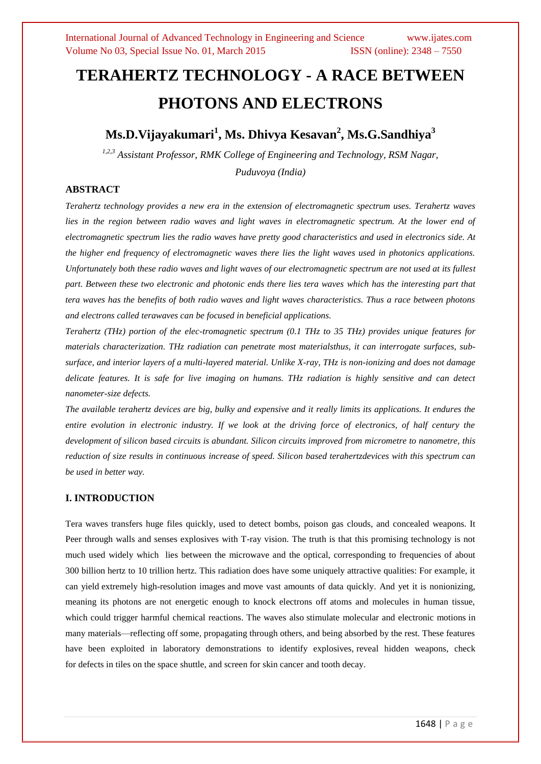# TERAHERTZ TECHNOLOGY - A RACE BETWEEN PHOTONS AND ELECTRONS

**Ms.D.Vijayakumari[1], Ms. Dhivya Kesavan[2], Ms.G.Sandhiya[3]**

*[1,2,3] Assistant Professor, RMK College of Engineering and Technology, RSM Nagar, Puduvoya (India)*

## ABSTRACT

*Terahertz technology provides a new era in the extension of electromagnetic spectrum uses. Terahertz waves lies in the region between radio waves and light waves in electromagnetic spectrum. At the lower end of electromagnetic spectrum lies the radio waves have pretty good characteristics and used in electronics side. At the higher end frequency of electromagnetic waves there lies the light waves used in photonics applications. Unfortunately both these radio waves and light waves of our electromagnetic spectrum are not used at its fullest part. Between these two electronic and photonic ends there lies tera waves which has the interesting part that tera waves has the benefits of both radio waves and light waves characteristics. Thus a race between photons and electrons called terawaves can be focused in beneficial applications.*

*Terahertz (THz) portion of the elec-tromagnetic spectrum (0.1 THz to 35 THz) provides unique features for materials characterization. THz radiation can penetrate most materialsthus, it can interrogate surfaces, sub-surface, and interior layers of a multi-layered material. Unlike X-ray, THz is non-ionizing and does not damage delicate features. It is safe for live imaging on humans. THz radiation is highly sensitive and can detect nanometer-size defects.*

*The available terahertz devices are big, bulky and expensive and it really limits its applications. It endures the entire evolution in electronic industry. If we look at the driving force of electronics, of half century the development of silicon based circuits is abundant. Silicon circuits improved from micrometre to nanometre, this reduction of size results in continuous increase of speed. Silicon based terahertzdevices with this spectrum can be used in better way.*

## I. INTRODUCTION

Tera waves transfers huge files quickly, used to detect bombs, poison gas clouds, and concealed weapons. It Peer through walls and senses explosives with T-ray vision. The truth is that this promising technology is not much used widely which lies between the microwave and the optical, corresponding to frequencies of about 300 billion hertz to 10 trillion hertz. This radiation does have some uniquely attractive qualities: For example, it can yield extremely high-resolution images and move vast amounts of data quickly. And yet it is nonionizing, meaning its photons are not energetic enough to knock electrons off atoms and molecules in human tissue, which could trigger harmful chemical reactions. The waves also stimulate molecular and electronic motions in many materials—reflecting off some, propagating through others, and being absorbed by the rest. These features have been exploited in laboratory demonstrations to identify explosives, reveal hidden weapons, check for defects in tiles on the space shuttle, and screen for skin cancer and tooth decay.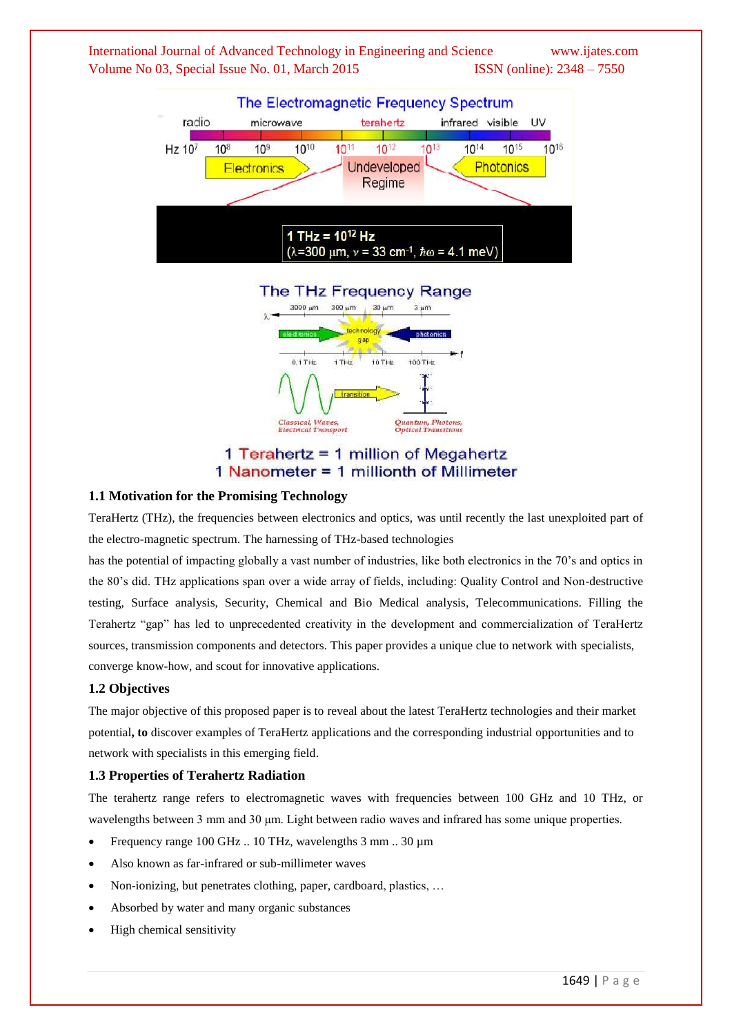## 1.1 Motivation for the Promising Technology

TeraHertz (THz), the frequencies between electronics and optics, was until recently the last unexploited part of the electro-magnetic spectrum. The harnessing of THz-based technologies has the potential of impacting globally a vast number of industries, like both electronics in the 70's and optics in the 80's did. THz applications span over a wide array of fields, including: Quality Control and Non-destructive testing, Surface analysis, Security, Chemical and Bio Medical analysis, Telecommunications. Filling the Terahertz "gap" has led to unprecedented creativity in the development and commercialization of TeraHertz sources, transmission components and detectors. This paper provides a unique clue to network with specialists, converge know-how, and scout for innovative applications.

## 1.2 Objectives

The major objective of this proposed paper is to reveal about the latest TeraHertz technologies and their market potential**, to** discover examples of TeraHertz applications and the corresponding industrial opportunities and to network with specialists in this emerging field.

## 1.3 Properties of Terahertz Radiation

The terahertz range refers to electromagnetic waves with frequencies between 100 GHz and 10 THz, or wavelengths between 3 mm and 30 µm. Light between radio waves and infrared has some unique properties.

- Frequency range 100 GHz .. 10 THz, wavelengths 3 mm .. 30 µm
- Also known as far-infrared or sub-millimeter waves
- Non-ionizing, but penetrates clothing, paper, cardboard, plastics, …
- Absorbed by water and many organic substances
- High chemical sensitivity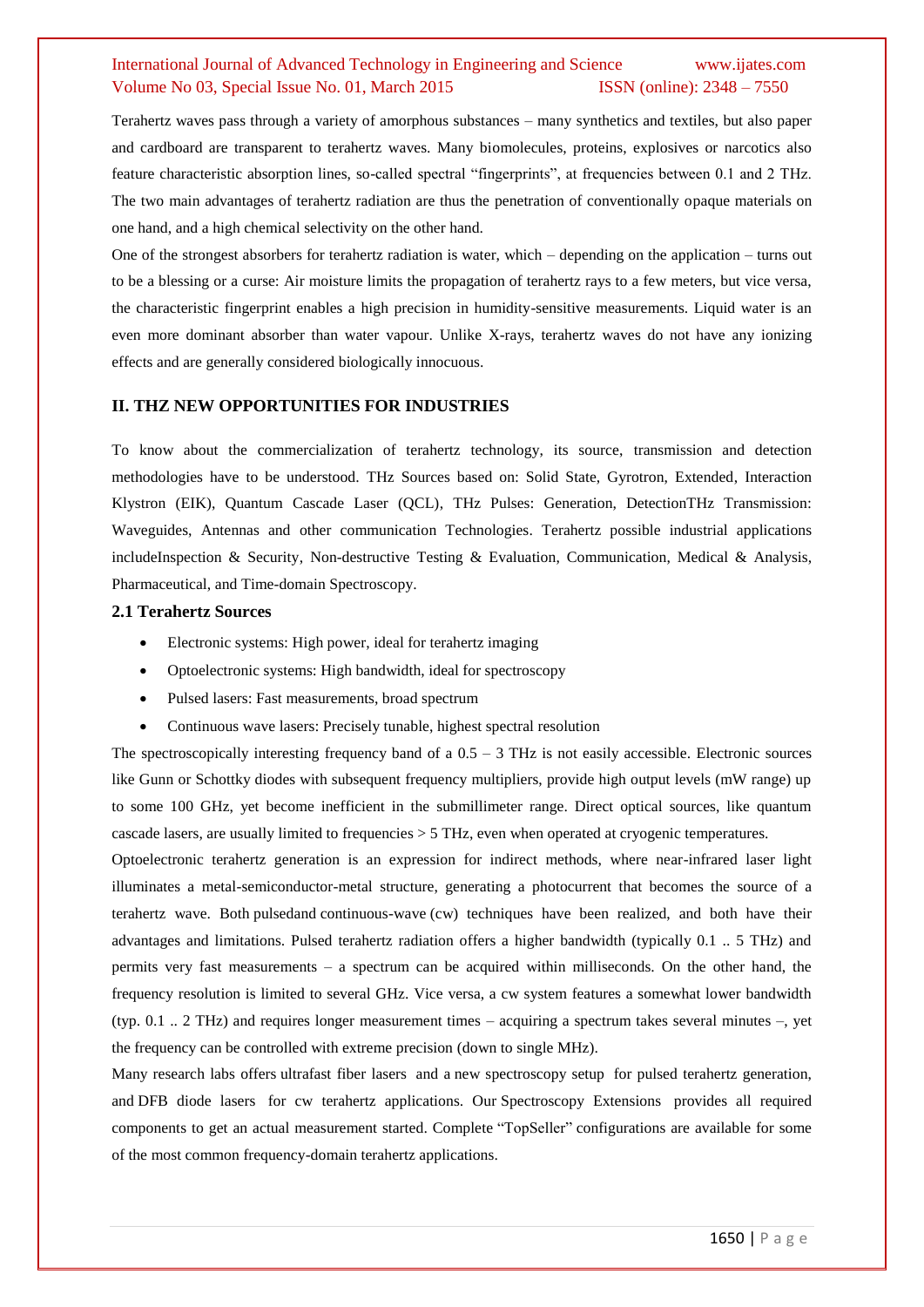Terahertz waves pass through a variety of amorphous substances – many synthetics and textiles, but also paper and cardboard are transparent to terahertz waves. Many biomolecules, proteins, explosives or narcotics also feature characteristic absorption lines, so-called spectral "fingerprints", at frequencies between 0.1 and 2 THz. The two main advantages of terahertz radiation are thus the penetration of conventionally opaque materials on one hand, and a high chemical selectivity on the other hand.

One of the strongest absorbers for terahertz radiation is water, which – depending on the application – turns out to be a blessing or a curse: Air moisture limits the propagation of terahertz rays to a few meters, but vice versa, the characteristic fingerprint enables a high precision in humidity-sensitive measurements. Liquid water is an even more dominant absorber than water vapour. Unlike X-rays, terahertz waves do not have any ionizing effects and are generally considered biologically innocuous.

## II. THZ NEW OPPORTUNITIES FOR INDUSTRIES

To know about the commercialization of terahertz technology, its source, transmission and detection methodologies have to be understood. THz Sources based on: Solid State, Gyrotron, Extended, Interaction Klystron (EIK), Quantum Cascade Laser (QCL), THz Pulses: Generation, DetectionTHz Transmission: Waveguides, Antennas and other communication Technologies. Terahertz possible industrial applications includeInspection & Security, Non-destructive Testing & Evaluation, Communication, Medical & Analysis, Pharmaceutical, and Time-domain Spectroscopy.

### 2.1 Terahertz Sources

- Electronic systems: High power, ideal for terahertz imaging
- Optoelectronic systems: High bandwidth, ideal for spectroscopy
- Pulsed lasers: Fast measurements, broad spectrum
- Continuous wave lasers: Precisely tunable, highest spectral resolution

The spectroscopically interesting frequency band of a 0.5 – 3 THz is not easily accessible. Electronic sources like Gunn or Schottky diodes with subsequent frequency multipliers, provide high output levels (mW range) up to some 100 GHz, yet become inefficient in the submillimeter range. Direct optical sources, like quantum cascade lasers, are usually limited to frequencies > 5 THz, even when operated at cryogenic temperatures.

Optoelectronic terahertz generation is an expression for indirect methods, where near-infrared laser light illuminates a metal-semiconductor-metal structure, generating a photocurrent that becomes the source of a terahertz wave. Both pulsedand continuous-wave (cw) techniques have been realized, and both have their advantages and limitations. Pulsed terahertz radiation offers a higher bandwidth (typically 0.1 .. 5 THz) and permits very fast measurements – a spectrum can be acquired within milliseconds. On the other hand, the frequency resolution is limited to several GHz. Vice versa, a cw system features a somewhat lower bandwidth (typ. 0.1 .. 2 THz) and requires longer measurement times – acquiring a spectrum takes several minutes –, yet the frequency can be controlled with extreme precision (down to single MHz).

Many research labs offers ultrafast fiber lasers and a new spectroscopy setup for pulsed terahertz generation, and DFB diode lasers for cw terahertz applications. Our Spectroscopy Extensions provides all required components to get an actual measurement started. Complete "TopSeller" configurations are available for some of the most common frequency-domain terahertz applications.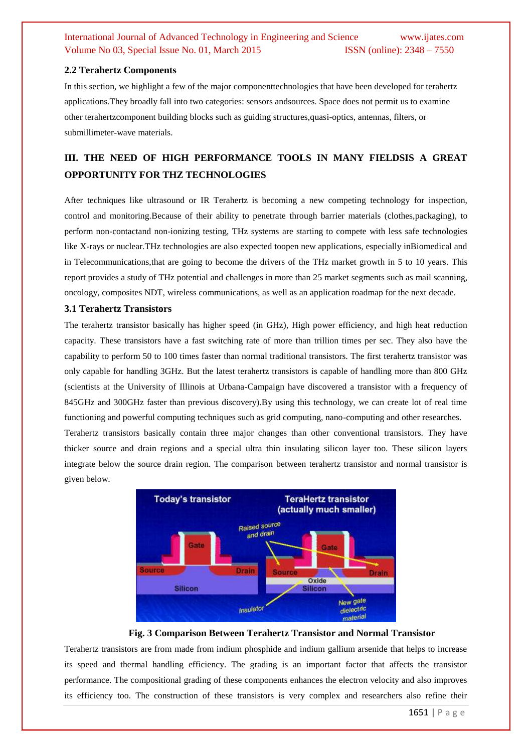### 2.2 Terahertz Components

In this section, we highlight a few of the major componenttechnologies that have been developed for terahertz applications.They broadly fall into two categories: sensors andsources. Space does not permit us to examine other terahertzcomponent building blocks such as guiding structures,quasi-optics, antennas, filters, or submillimeter-wave materials.

## III. THE NEED OF HIGH PERFORMANCE TOOLS IN MANY FIELDSIS A GREAT OPPORTUNITY FOR THZ TECHNOLOGIES

After techniques like ultrasound or IR Terahertz is becoming a new competing technology for inspection, control and monitoring.Because of their ability to penetrate through barrier materials (clothes,packaging), to perform non-contactand non-ionizing testing, THz systems are starting to compete with less safe technologies like X-rays or nuclear.THz technologies are also expected toopen new applications, especially inBiomedical and in Telecommunications,that are going to become the drivers of the THz market growth in 5 to 10 years. This report provides a study of THz potential and challenges in more than 25 market segments such as mail scanning, oncology, composites NDT, wireless communications, as well as an application roadmap for the next decade.

### 3.1 Terahertz Transistors

The terahertz transistor basically has higher speed (in GHz), High power efficiency, and high heat reduction capacity. These transistors have a fast switching rate of more than trillion times per sec. They also have the capability to perform 50 to 100 times faster than normal traditional transistors. The first terahertz transistor was only capable for handling 3GHz. But the latest terahertz transistors is capable of handling more than 800 GHz (scientists at the University of Illinois at Urbana-Campaign have discovered a transistor with a frequency of 845GHz and 300GHz faster than previous discovery).By using this technology, we can create lot of real time functioning and powerful computing techniques such as grid computing, nano-computing and other researches.

Terahertz transistors basically contain three major changes than other conventional transistors. They have thicker source and drain regions and a special ultra thin insulating silicon layer too. These silicon layers integrate below the source drain region. The comparison between terahertz transistor and normal transistor is given below.

**Fig. 3 Comparison Between Terahertz Transistor and Normal Transistor**

Terahertz transistors are from made from indium phosphide and indium gallium arsenide that helps to increase its speed and thermal handling efficiency. The grading is an important factor that affects the transistor performance. The compositional grading of these components enhances the electron velocity and also improves its efficiency too. The construction of these transistors is very complex and researchers also refine their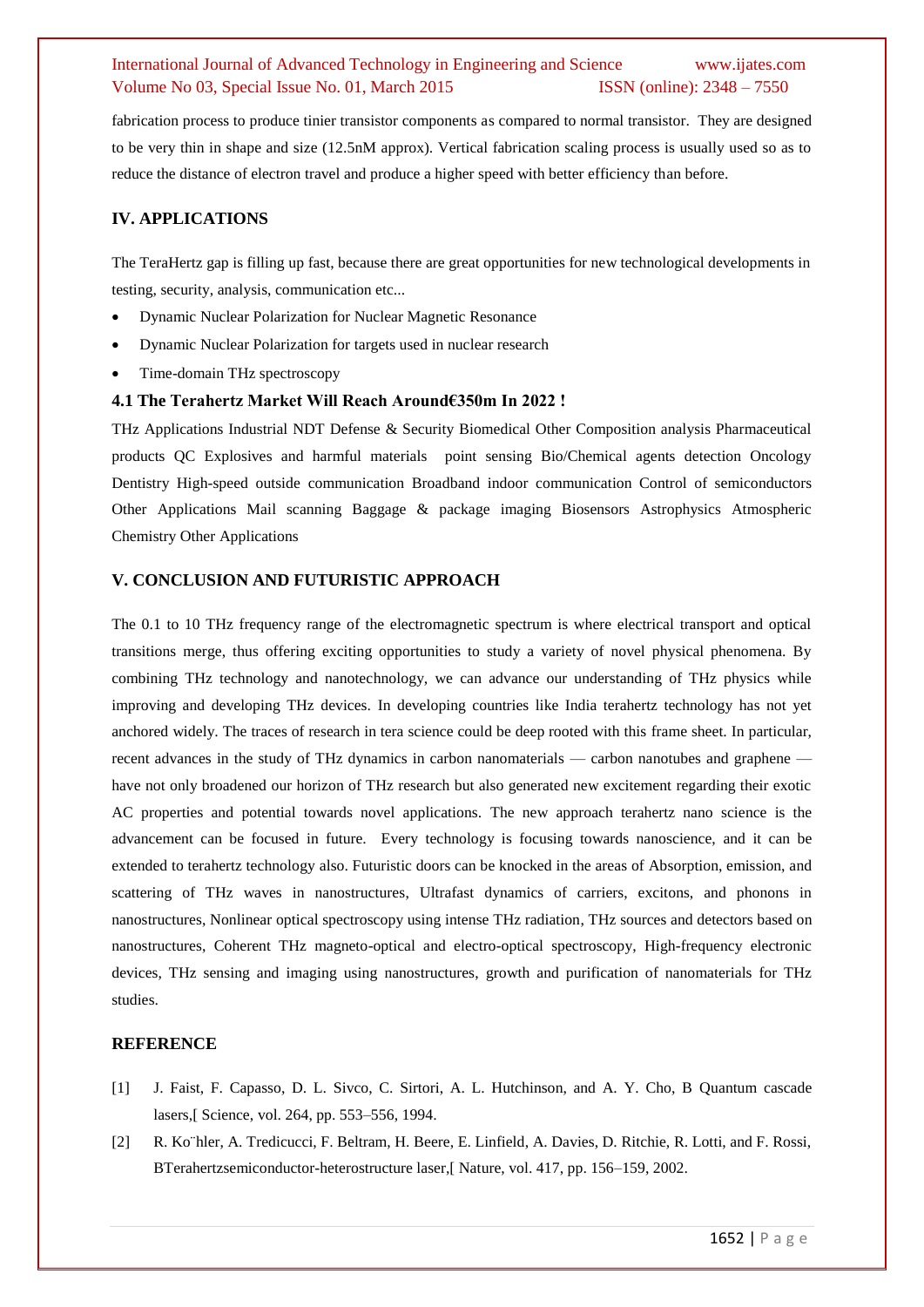fabrication process to produce tinier transistor components as compared to normal transistor. They are designed to be very thin in shape and size (12.5nM approx). Vertical fabrication scaling process is usually used so as to reduce the distance of electron travel and produce a higher speed with better efficiency than before.

## IV. APPLICATIONS

The TeraHertz gap is filling up fast, because there are great opportunities for new technological developments in testing, security, analysis, communication etc...

- Dynamic Nuclear Polarization for Nuclear Magnetic Resonance
- Dynamic Nuclear Polarization for targets used in nuclear research
- Time-domain THz spectroscopy

### 4.1 The Terahertz Market Will Reach Around€350m In 2022 !

THz Applications Industrial NDT Defense & Security Biomedical Other Composition analysis Pharmaceutical products QC Explosives and harmful materials point sensing Bio/Chemical agents detection Oncology Dentistry High-speed outside communication Broadband indoor communication Control of semiconductors Other Applications Mail scanning Baggage & package imaging Biosensors Astrophysics Atmospheric Chemistry Other Applications

## V. CONCLUSION AND FUTURISTIC APPROACH

The 0.1 to 10 THz frequency range of the electromagnetic spectrum is where electrical transport and optical transitions merge, thus offering exciting opportunities to study a variety of novel physical phenomena. By combining THz technology and nanotechnology, we can advance our understanding of THz physics while improving and developing THz devices. In developing countries like India terahertz technology has not yet anchored widely. The traces of research in tera science could be deep rooted with this frame sheet. In particular, recent advances in the study of THz dynamics in carbon nanomaterials — carbon nanotubes and graphene — have not only broadened our horizon of THz research but also generated new excitement regarding their exotic AC properties and potential towards novel applications. The new approach terahertz nano science is the advancement can be focused in future. Every technology is focusing towards nanoscience, and it can be extended to terahertz technology also. Futuristic doors can be knocked in the areas of Absorption, emission, and scattering of THz waves in nanostructures, Ultrafast dynamics of carriers, excitons, and phonons in nanostructures, Nonlinear optical spectroscopy using intense THz radiation, THz sources and detectors based on nanostructures, Coherent THz magneto-optical and electro-optical spectroscopy, High-frequency electronic devices, THz sensing and imaging using nanostructures, growth and purification of nanomaterials for THz studies.

## REFERENCE

[1] J. Faist, F. Capasso, D. L. Sivco, C. Sirtori, A. L. Hutchinson, and A. Y. Cho, B Quantum cascade lasers,[ Science, vol. 264, pp. 553–556, 1994.

[2] R. Ko¨hler, A. Tredicucci, F. Beltram, H. Beere, E. Linfield, A. Davies, D. Ritchie, R. Lotti, and F. Rossi, BTerahertzsemiconductor-heterostructure laser,[ Nature, vol. 417, pp. 156–159, 2002.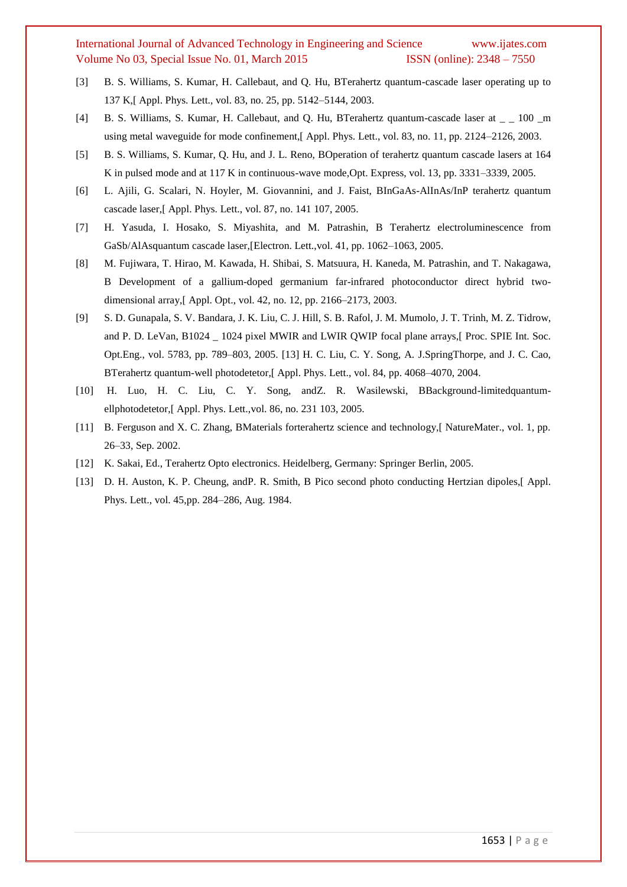[3] B. S. Williams, S. Kumar, H. Callebaut, and Q. Hu, BTerahertz quantum-cascade laser operating up to 137 K,[ Appl. Phys. Lett., vol. 83, no. 25, pp. 5142–5144, 2003.

[4] B. S. Williams, S. Kumar, H. Callebaut, and Q. Hu, BTerahertz quantum-cascade laser at _ _ 100 _m using metal waveguide for mode confinement,[ Appl. Phys. Lett., vol. 83, no. 11, pp. 2124–2126, 2003.

[5] B. S. Williams, S. Kumar, Q. Hu, and J. L. Reno, BOperation of terahertz quantum cascade lasers at 164 K in pulsed mode and at 117 K in continuous-wave mode,Opt. Express, vol. 13, pp. 3331–3339, 2005.

[6] L. Ajili, G. Scalari, N. Hoyler, M. Giovannini, and J. Faist, BInGaAs-AlInAs/InP terahertz quantum cascade laser,[ Appl. Phys. Lett., vol. 87, no. 141 107, 2005.

[7] H. Yasuda, I. Hosako, S. Miyashita, and M. Patrashin, B Terahertz electroluminescence from GaSb/AlAsquantum cascade laser,[Electron. Lett.,vol. 41, pp. 1062–1063, 2005.

[8] M. Fujiwara, T. Hirao, M. Kawada, H. Shibai, S. Matsuura, H. Kaneda, M. Patrashin, and T. Nakagawa, B Development of a gallium-doped germanium far-infrared photoconductor direct hybrid two-dimensional array,[ Appl. Opt., vol. 42, no. 12, pp. 2166–2173, 2003.

[9] S. D. Gunapala, S. V. Bandara, J. K. Liu, C. J. Hill, S. B. Rafol, J. M. Mumolo, J. T. Trinh, M. Z. Tidrow, and P. D. LeVan, B1024 _ 1024 pixel MWIR and LWIR QWIP focal plane arrays,[ Proc. SPIE Int. Soc. Opt.Eng., vol. 5783, pp. 789–803, 2005. [13] H. C. Liu, C. Y. Song, A. J.SpringThorpe, and J. C. Cao, BTerahertz quantum-well photodetetor,[ Appl. Phys. Lett., vol. 84, pp. 4068–4070, 2004.

[10] H. Luo, H. C. Liu, C. Y. Song, andZ. R. Wasilewski, BBackground-limitedquantum-ellphotodetetor,[ Appl. Phys. Lett.,vol. 86, no. 231 103, 2005.

[11] B. Ferguson and X. C. Zhang, BMaterials forterahertz science and technology,[ NatureMater., vol. 1, pp. 26–33, Sep. 2002.

[12] K. Sakai, Ed., Terahertz Opto electronics. Heidelberg, Germany: Springer Berlin, 2005.

[13] D. H. Auston, K. P. Cheung, andP. R. Smith, B Pico second photo conducting Hertzian dipoles,[ Appl. Phys. Lett., vol. 45,pp. 284–286, Aug. 1984.